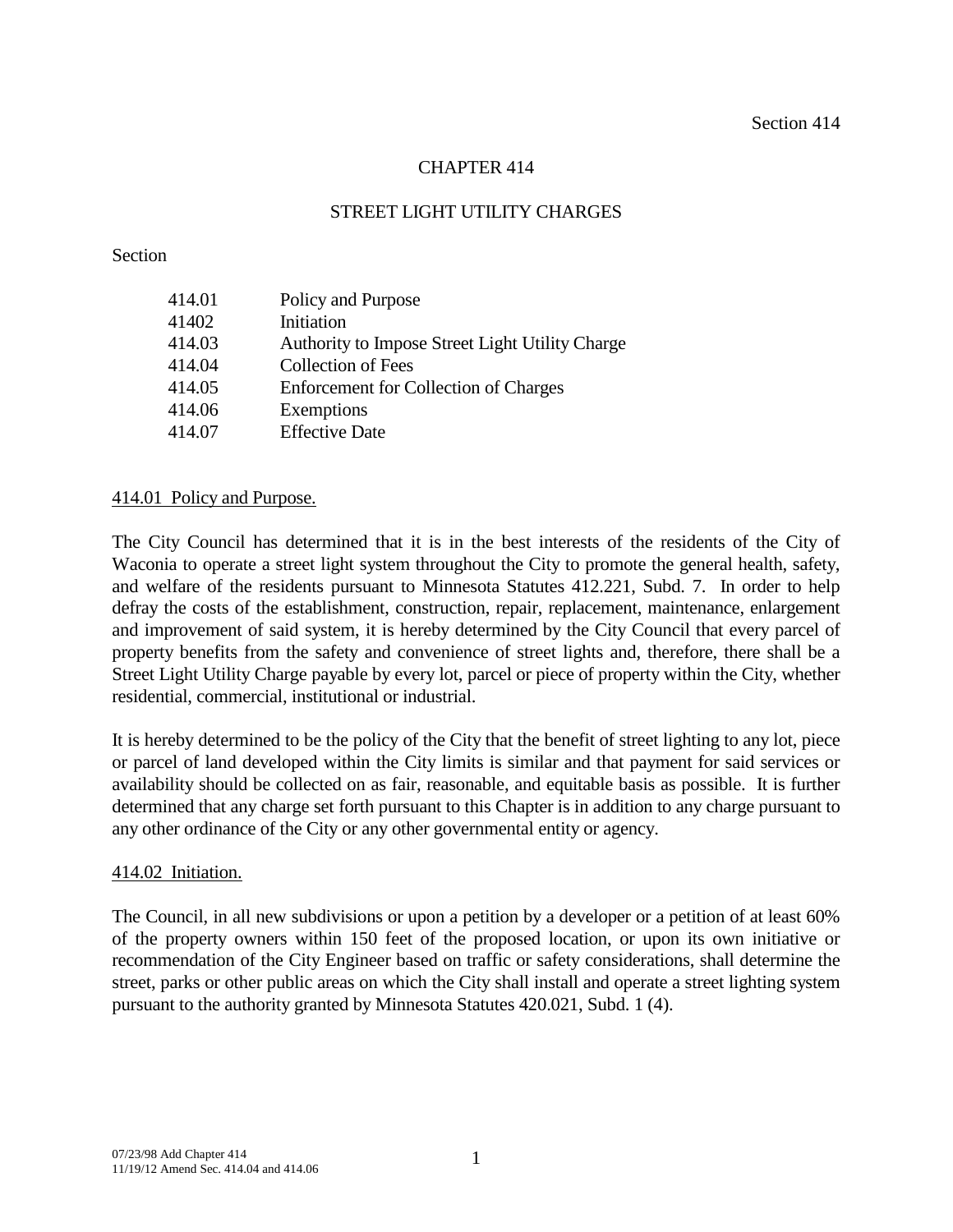Section 414

# CHAPTER 414

## STREET LIGHT UTILITY CHARGES

Section

| | |
|---|---|
| 414.01 | Policy and Purpose |
| 41402 | Initiation |
| 414.03 | Authority to Impose Street Light Utility Charge |
| 414.04 | Collection of Fees |
| 414.05 | Enforcement for Collection of Charges |
| 414.06 | Exemptions |
| 414.07 | Effective Date |

### 414.01 Policy and Purpose.

The City Council has determined that it is in the best interests of the residents of the City of Waconia to operate a street light system throughout the City to promote the general health, safety, and welfare of the residents pursuant to Minnesota Statutes 412.221, Subd. 7. In order to help defray the costs of the establishment, construction, repair, replacement, maintenance, enlargement and improvement of said system, it is hereby determined by the City Council that every parcel of property benefits from the safety and convenience of street lights and, therefore, there shall be a Street Light Utility Charge payable by every lot, parcel or piece of property within the City, whether residential, commercial, institutional or industrial.

It is hereby determined to be the policy of the City that the benefit of street lighting to any lot, piece or parcel of land developed within the City limits is similar and that payment for said services or availability should be collected on as fair, reasonable, and equitable basis as possible. It is further determined that any charge set forth pursuant to this Chapter is in addition to any charge pursuant to any other ordinance of the City or any other governmental entity or agency.

### 414.02 Initiation.

The Council, in all new subdivisions or upon a petition by a developer or a petition of at least 60% of the property owners within 150 feet of the proposed location, or upon its own initiative or recommendation of the City Engineer based on traffic or safety considerations, shall determine the street, parks or other public areas on which the City shall install and operate a street lighting system pursuant to the authority granted by Minnesota Statutes 420.021, Subd. 1 (4).

07/23/98 Add Chapter 414
11/19/12 Amend Sec. 414.04 and 414.06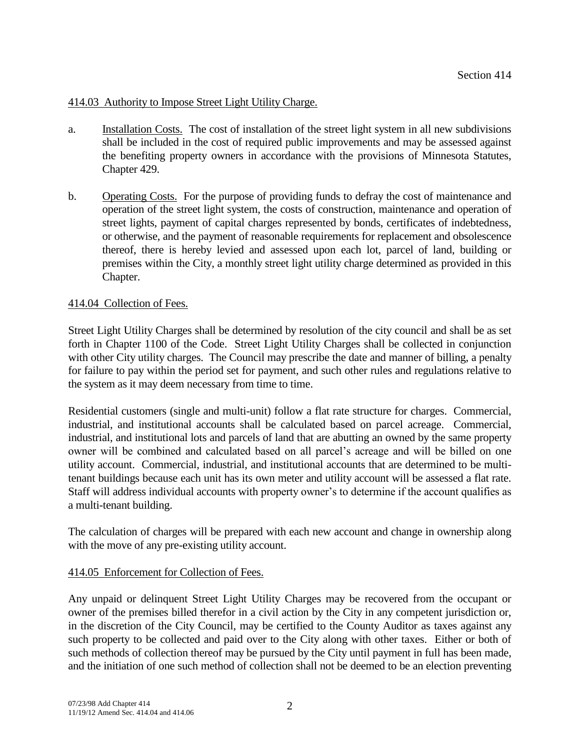### 414.03 Authority to Impose Street Light Utility Charge.

a. Installation Costs. The cost of installation of the street light system in all new subdivisions shall be included in the cost of required public improvements and may be assessed against the benefiting property owners in accordance with the provisions of Minnesota Statutes, Chapter 429.

b. Operating Costs. For the purpose of providing funds to defray the cost of maintenance and operation of the street light system, the costs of construction, maintenance and operation of street lights, payment of capital charges represented by bonds, certificates of indebtedness, or otherwise, and the payment of reasonable requirements for replacement and obsolescence thereof, there is hereby levied and assessed upon each lot, parcel of land, building or premises within the City, a monthly street light utility charge determined as provided in this Chapter.

### 414.04 Collection of Fees.

Street Light Utility Charges shall be determined by resolution of the city council and shall be as set forth in Chapter 1100 of the Code. Street Light Utility Charges shall be collected in conjunction with other City utility charges. The Council may prescribe the date and manner of billing, a penalty for failure to pay within the period set for payment, and such other rules and regulations relative to the system as it may deem necessary from time to time.

Residential customers (single and multi-unit) follow a flat rate structure for charges. Commercial, industrial, and institutional accounts shall be calculated based on parcel acreage. Commercial, industrial, and institutional lots and parcels of land that are abutting an owned by the same property owner will be combined and calculated based on all parcel's acreage and will be billed on one utility account. Commercial, industrial, and institutional accounts that are determined to be multi-tenant buildings because each unit has its own meter and utility account will be assessed a flat rate. Staff will address individual accounts with property owner's to determine if the account qualifies as a multi-tenant building.

The calculation of charges will be prepared with each new account and change in ownership along with the move of any pre-existing utility account.

### 414.05 Enforcement for Collection of Fees.

Any unpaid or delinquent Street Light Utility Charges may be recovered from the occupant or owner of the premises billed therefor in a civil action by the City in any competent jurisdiction or, in the discretion of the City Council, may be certified to the County Auditor as taxes against any such property to be collected and paid over to the City along with other taxes. Either or both of such methods of collection thereof may be pursued by the City until payment in full has been made, and the initiation of one such method of collection shall not be deemed to be an election preventing

07/23/98 Add Chapter 414
11/19/12 Amend Sec. 414.04 and 414.06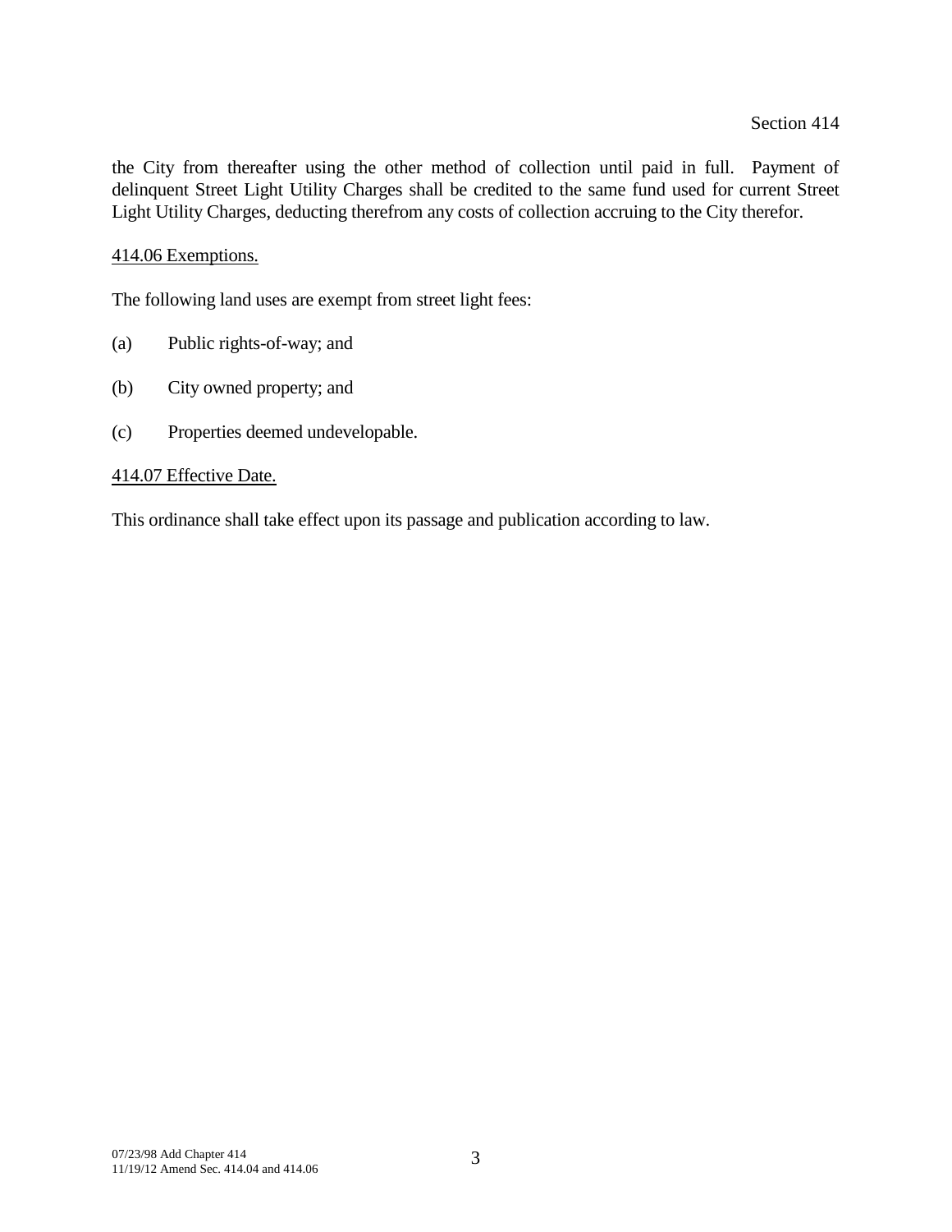the City from thereafter using the other method of collection until paid in full. Payment of delinquent Street Light Utility Charges shall be credited to the same fund used for current Street Light Utility Charges, deducting therefrom any costs of collection accruing to the City therefor.

## 414.06 Exemptions.

The following land uses are exempt from street light fees:

(a) Public rights-of-way; and

(b) City owned property; and

(c) Properties deemed undevelopable.

## 414.07 Effective Date.

This ordinance shall take effect upon its passage and publication according to law.

07/23/98 Add Chapter 414
11/19/12 Amend Sec. 414.04 and 414.06